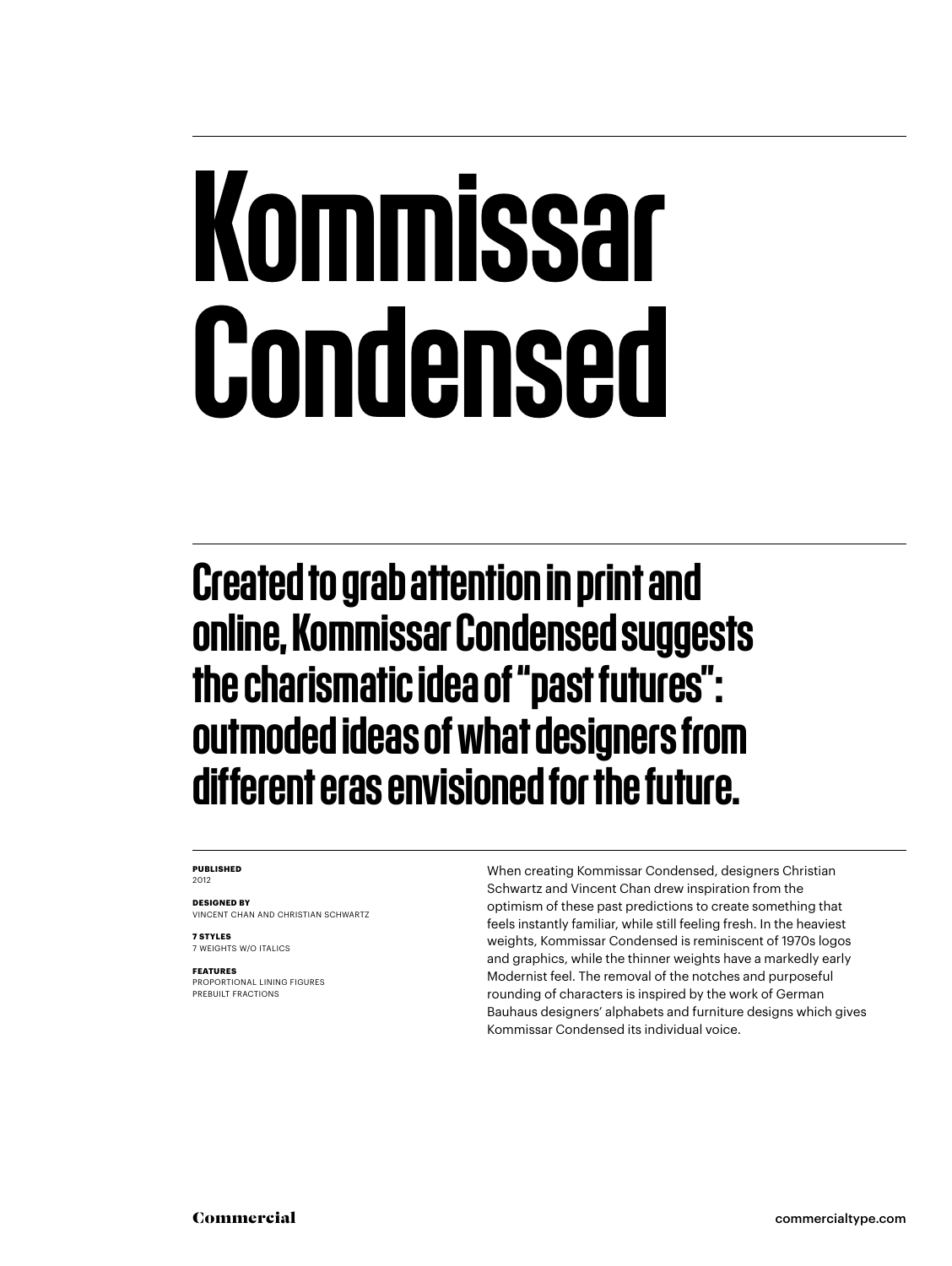# Kommissar Condensed

## Created to grab attention in print and online, Kommissar Condensed suggests the charismatic idea of "past futures": outmoded ideas of what designers from different eras envisioned for the future.

**PUBLISHED**
2012

**DESIGNED BY**
VINCENT CHAN AND CHRISTIAN SCHWARTZ

**7 STYLES**
7 WEIGHTS W/O ITALICS

**FEATURES**
PROPORTIONAL LINING FIGURES
PREBUILT FRACTIONS

When creating Kommissar Condensed, designers Christian Schwartz and Vincent Chan drew inspiration from the optimism of these past predictions to create something that feels instantly familiar, while still feeling fresh. In the heaviest weights, Kommissar Condensed is reminiscent of 1970s logos and graphics, while the thinner weights have a markedly early Modernist feel. The removal of the notches and purposeful rounding of characters is inspired by the work of German Bauhaus designers' alphabets and furniture designs which gives Kommissar Condensed its individual voice.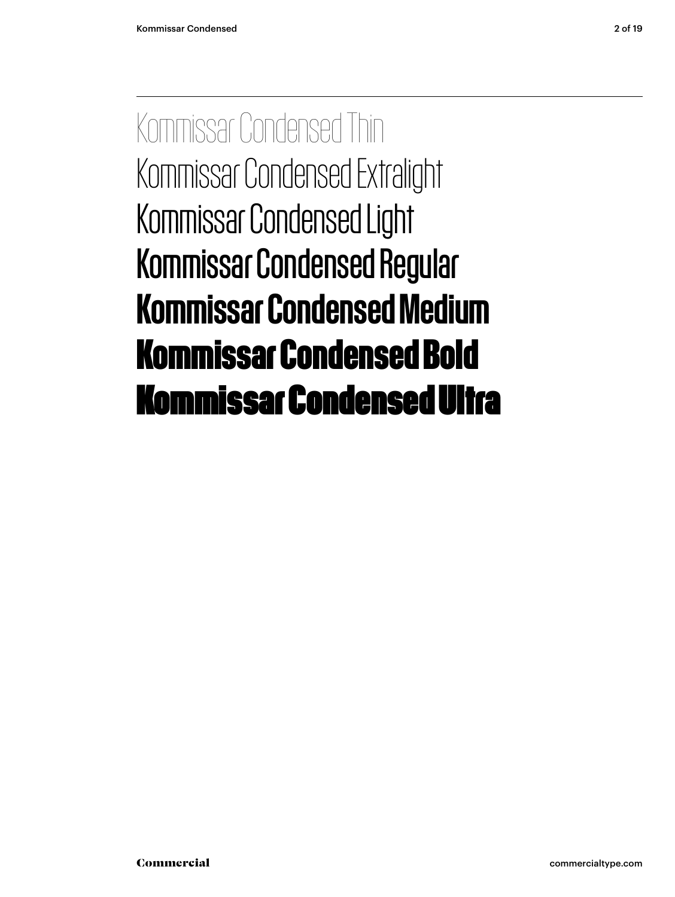Kommissar Condensed Thin
Kommissar Condensed Extralight
Kommissar Condensed Light
Kommissar Condensed Regular
**Kommissar Condensed Medium**
**Kommissar Condensed Bold**
**Kommissar Condensed Ultra**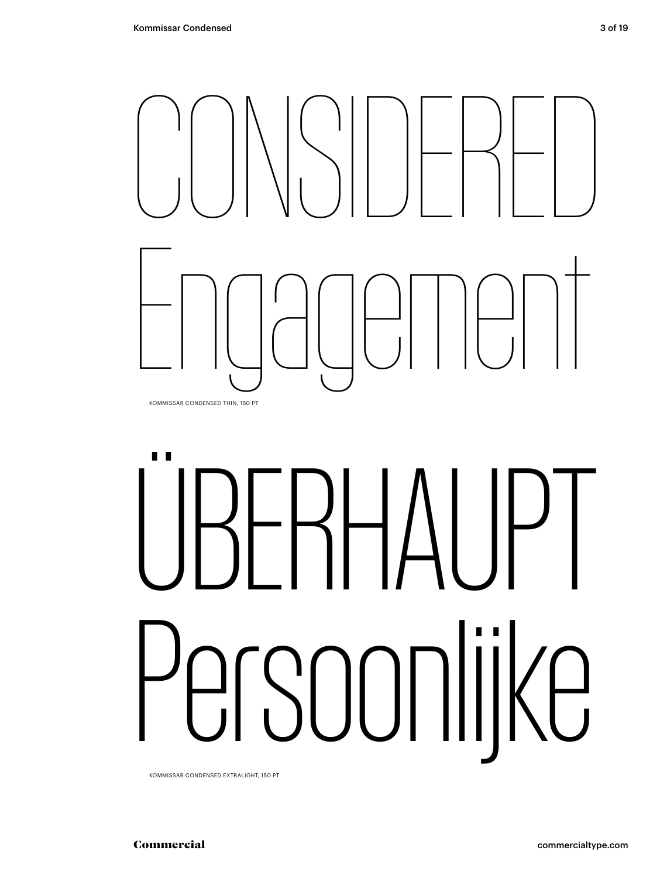CONSIDERED Engagement

KOMMISSAR CONDENSED THIN, 150 PT

ÜBERHAUPT Persoonlijke

KOMMISSAR CONDENSED EXTRALIGHT, 150 PT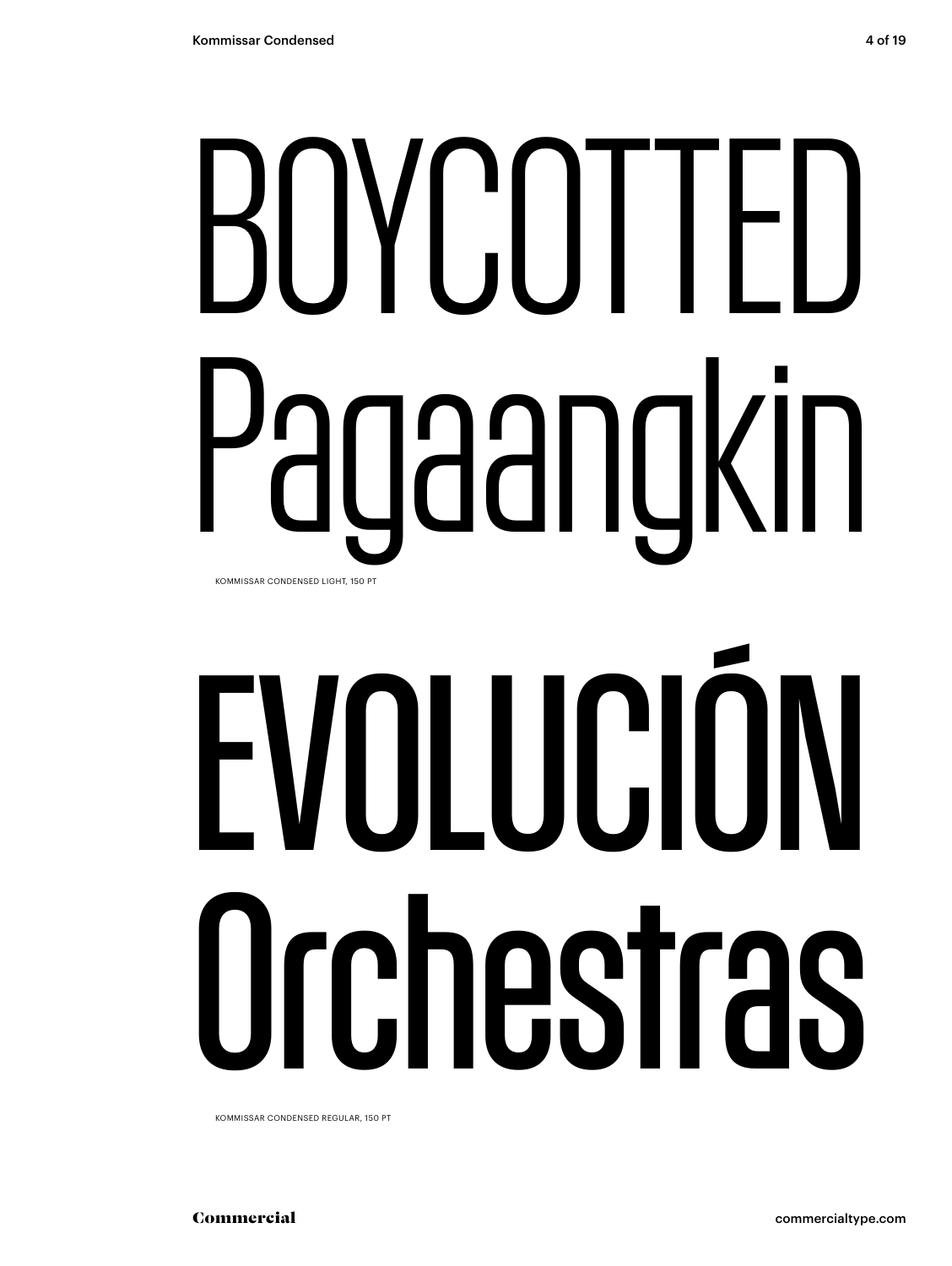# BOYCOTTED Pagaangkin

KOMMISSAR CONDENSED LIGHT, 150 PT

# EVOLUCIÓN Orchestras

KOMMISSAR CONDENSED REGULAR, 150 PT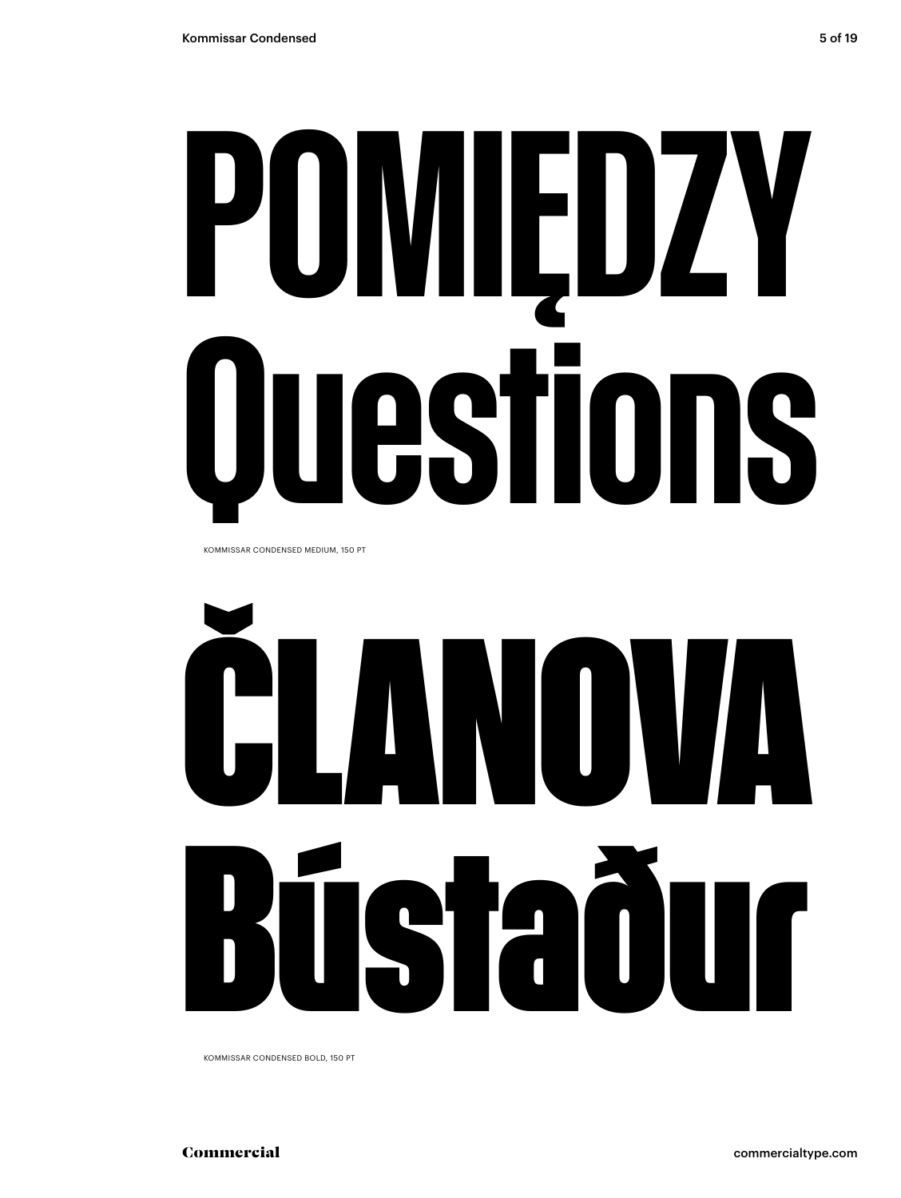# POMIĘDZY Questions

KOMMISSAR CONDENSED MEDIUM, 150 PT

# ČLANOVA Bústaður

KOMMISSAR CONDENSED BOLD, 150 PT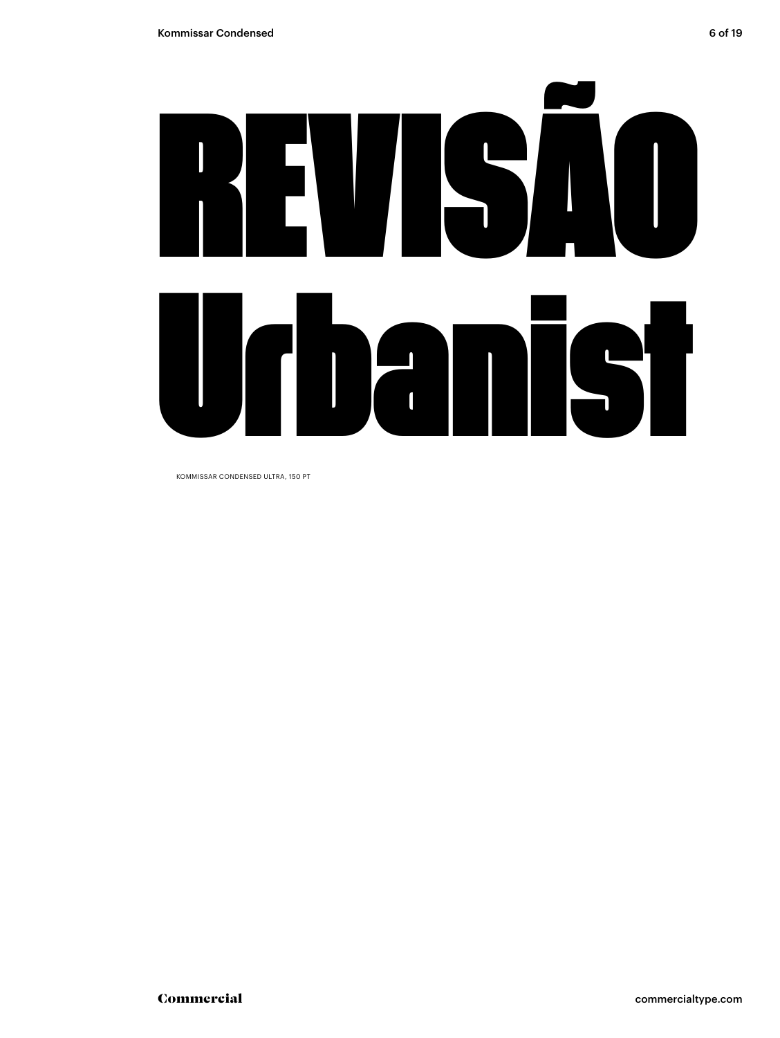# REVISÃO Urbanist

KOMMISSAR CONDENSED ULTRA, 150 PT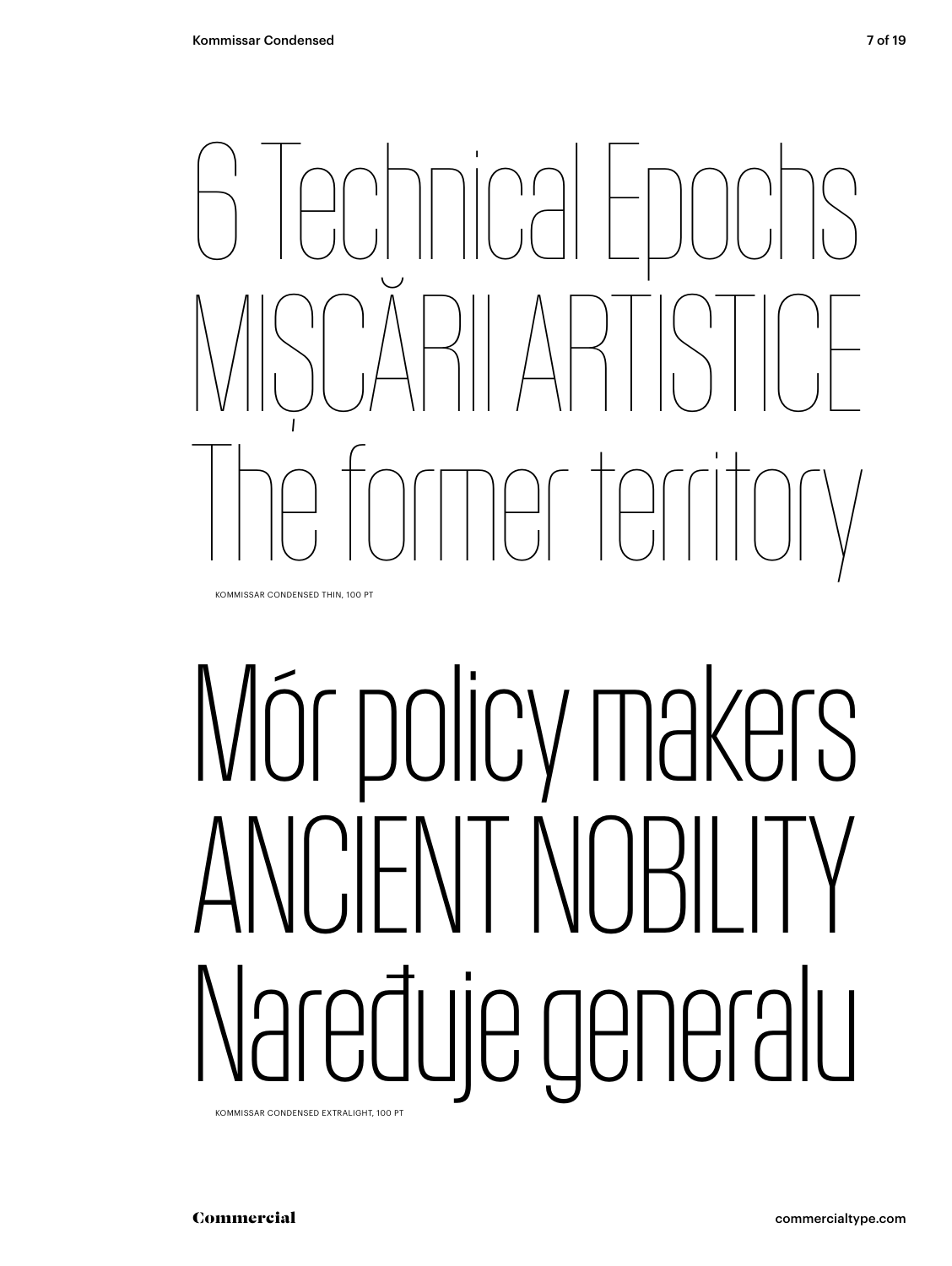6 Technical Epochs
MIȘCĂRII ARTISTICE
The former territory

KOMMISSAR CONDENSED THIN, 100 PT

Mór policy makers
ANCIENT NOBILITY
Naređuje generalu

KOMMISSAR CONDENSED EXTRALIGHT, 100 PT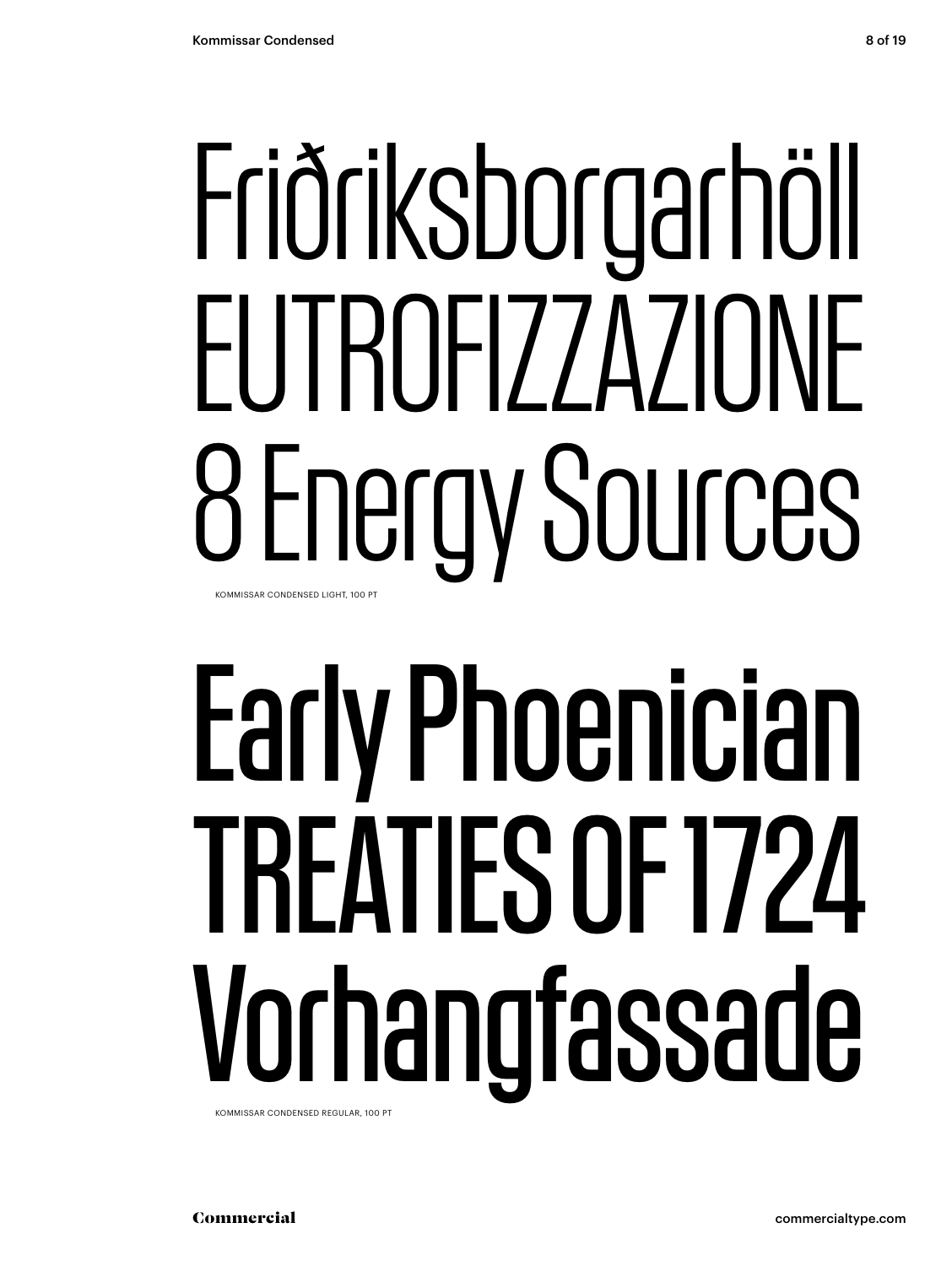Friðriksborgarhöll
EUTROFIZZAZIONE
8 Energy Sources

KOMMISSAR CONDENSED LIGHT, 100 PT

Early Phoenician
TREATIES OF 1724
Vorhangfassade

KOMMISSAR CONDENSED REGULAR, 100 PT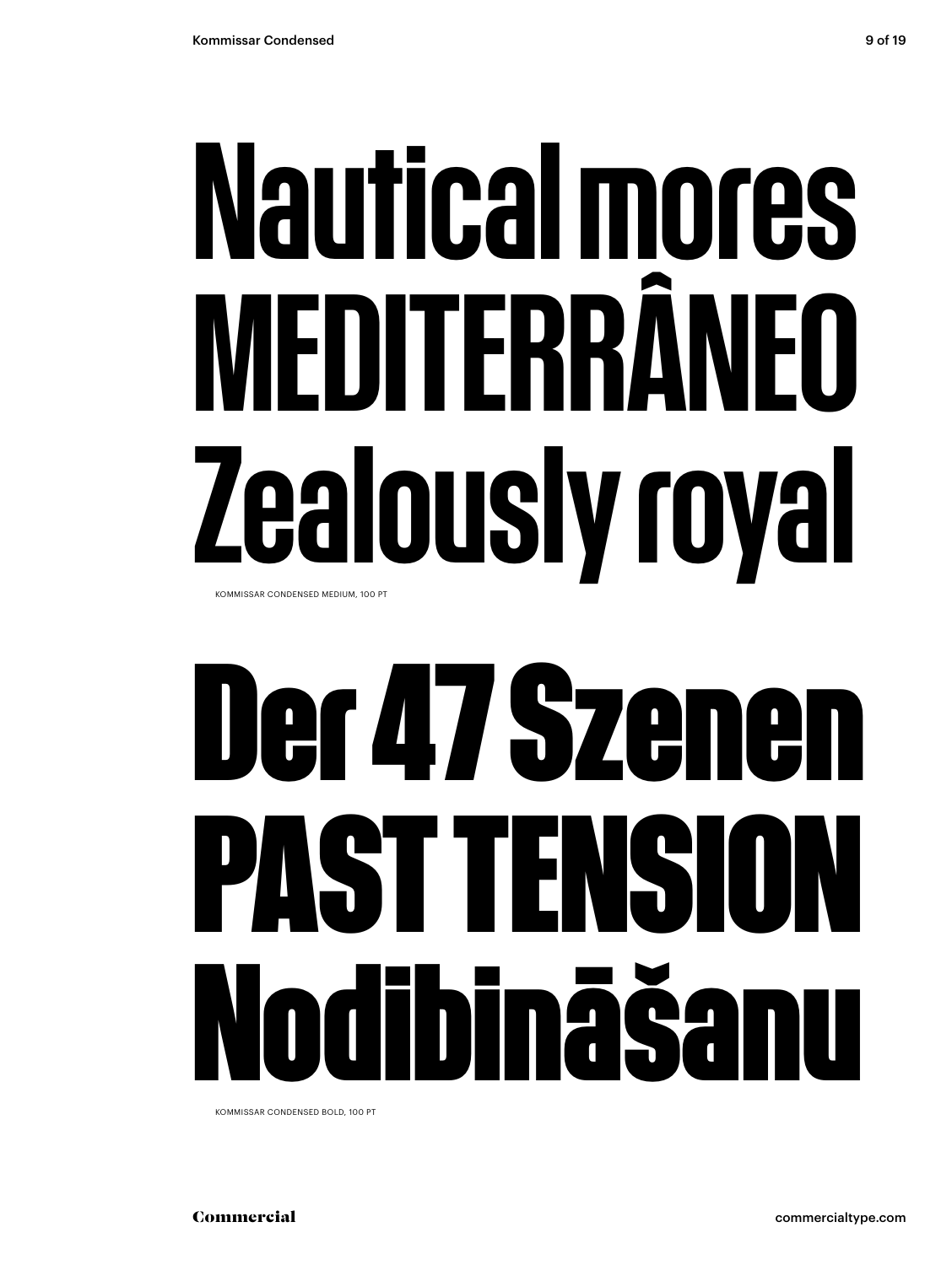# Nautical mores
# MEDITERRÂNEO
# Zealously royal

KOMMISSAR CONDENSED MEDIUM, 100 PT

# Der 47 Szenen
# PAST TENSION
# Nodibināšanu

KOMMISSAR CONDENSED BOLD, 100 PT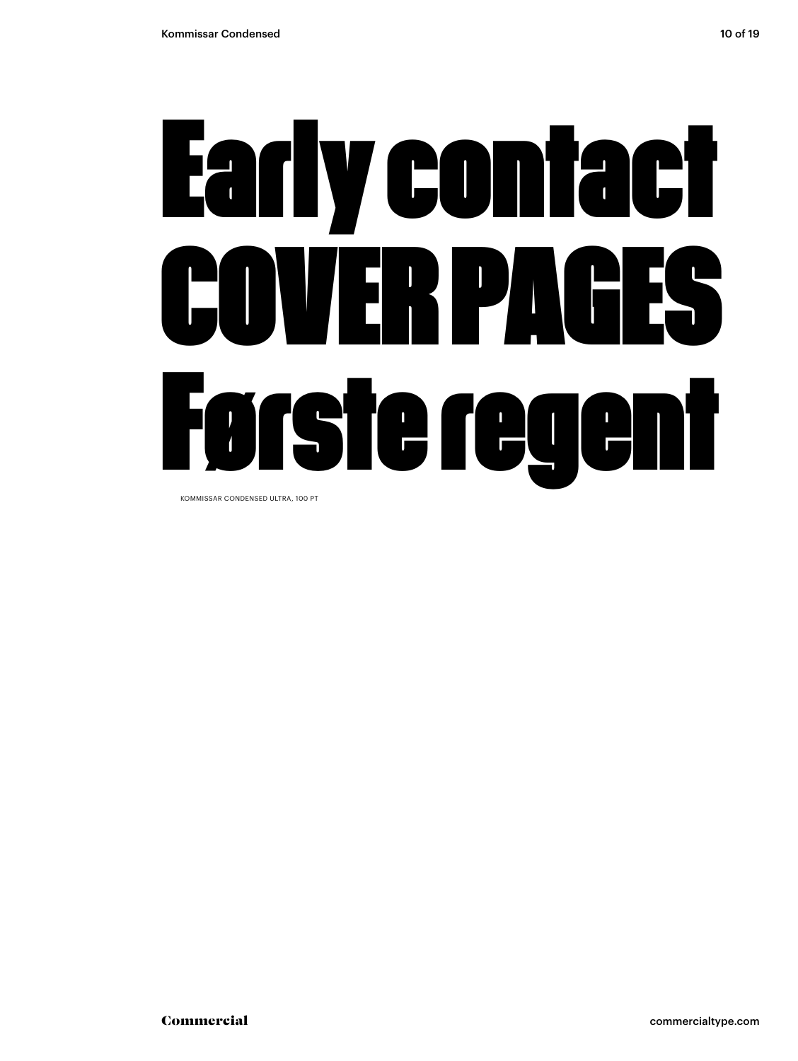# Early contact
# COVER PAGES
# Første regent

KOMMISSAR CONDENSED ULTRA, 100 PT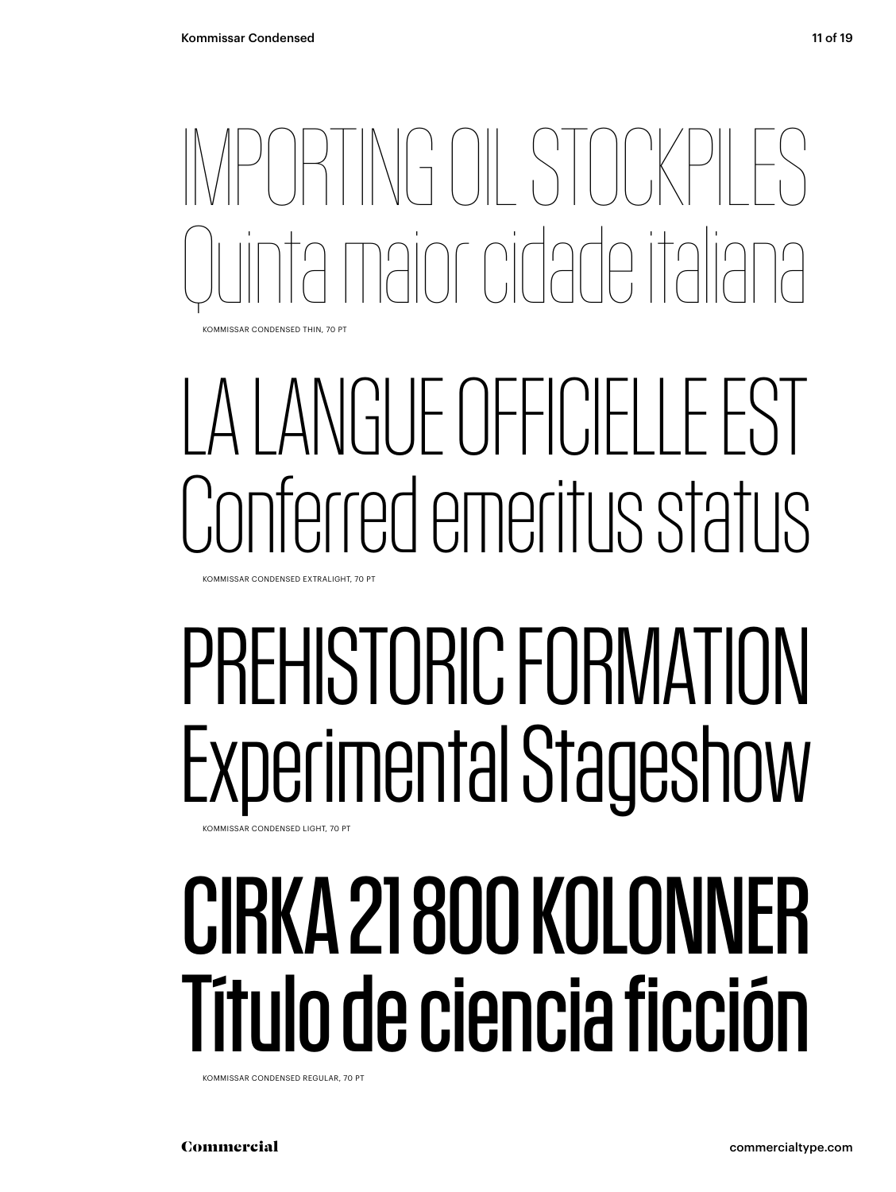IMPORTING OIL STOCKPILES
Quinta maior cidade italiana

KOMMISSAR CONDENSED THIN, 70 PT

LA LANGUE OFFICIELLE EST
Conferred emeritus status

KOMMISSAR CONDENSED EXTRALIGHT, 70 PT

PREHISTORIC FORMATION
Experimental Stageshow

KOMMISSAR CONDENSED LIGHT, 70 PT

CIRKA 21 800 KOLONNER
Título de ciencia ficción

KOMMISSAR CONDENSED REGULAR, 70 PT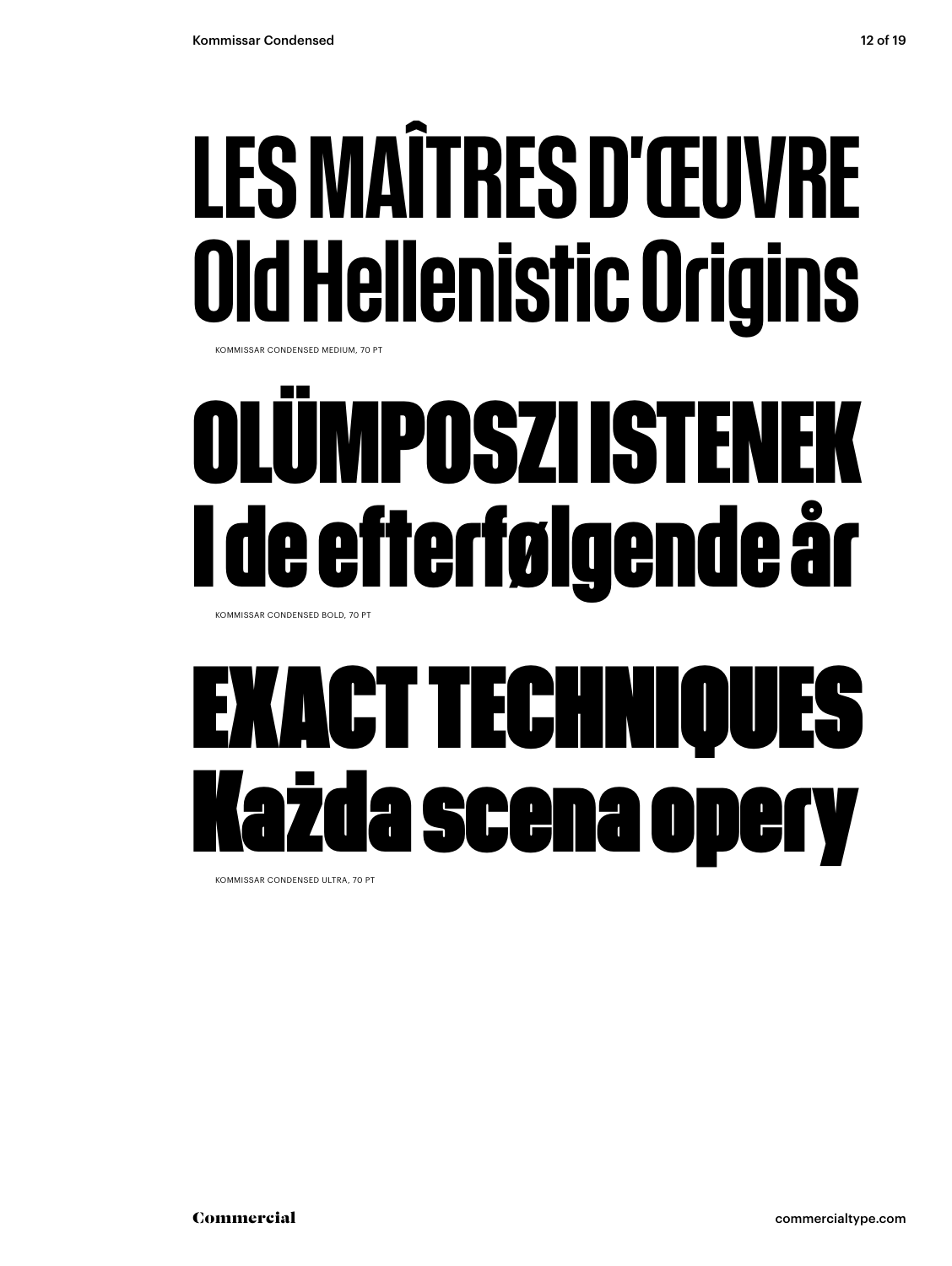# LES MAÎTRES D'ŒUVRE
# Old Hellenistic Origins

KOMMISSAR CONDENSED MEDIUM, 70 PT

# OLÜMPOSZI ISTENEK
# I de efterfølgende år

KOMMISSAR CONDENSED BOLD, 70 PT

# EXACT TECHNIQUES
# Każda scena opery

KOMMISSAR CONDENSED ULTRA, 70 PT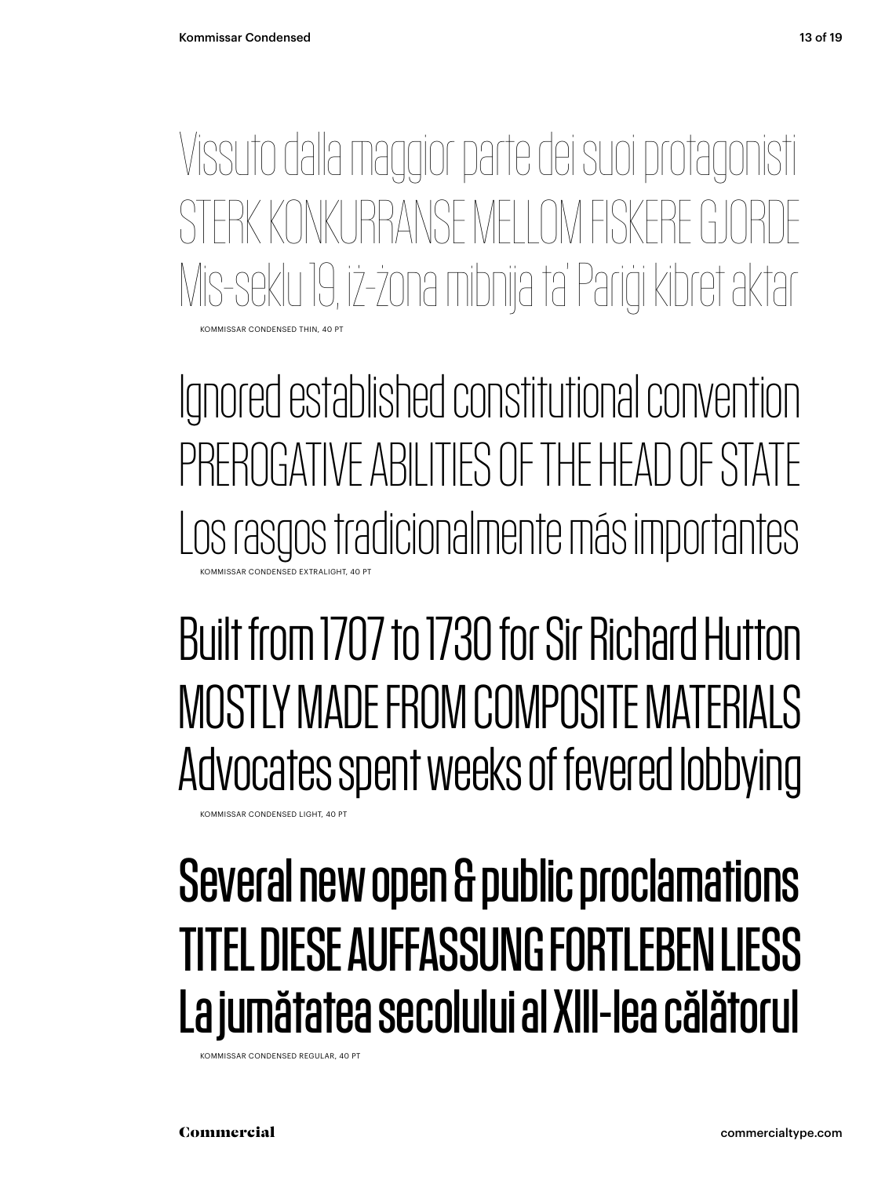Vissuto dalla maggior parte dei suoi protagonisti
STERK KONKURRANSE MELLOM FISKERE GJORDE
Mis-seklu 19, iż-żona mibnija ta' Parigi kibret aktar

KOMMISSAR CONDENSED THIN, 40 PT

Ignored established constitutional convention
PREROGATIVE ABILITIES OF THE HEAD OF STATE
Los rasgos tradicionalmente más importantes

KOMMISSAR CONDENSED EXTRALIGHT, 40 PT

Built from 1707 to 1730 for Sir Richard Hutton
MOSTLY MADE FROM COMPOSITE MATERIALS
Advocates spent weeks of fevered lobbying

KOMMISSAR CONDENSED LIGHT, 40 PT

Several new open & public proclamations
TITEL DIESE AUFFASSUNG FORTLEBEN LIESS
La jumătatea secolului al XIII-lea călătorul

KOMMISSAR CONDENSED REGULAR, 40 PT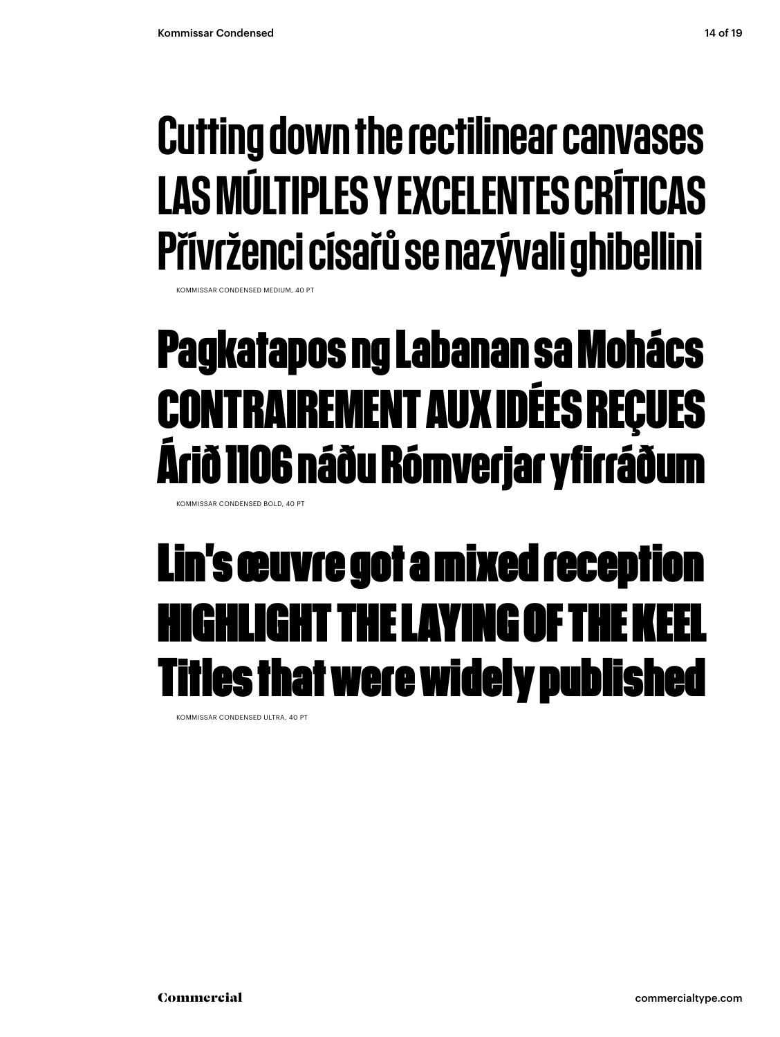Cutting down the rectilinear canvases
LAS MÚLTIPLES Y EXCELENTES CRÍTICAS
Přívrženci císařů se nazývali ghibellini

KOMMISSAR CONDENSED MEDIUM, 40 PT

Pagkatapos ng Labanan sa Mohács
CONTRAIREMENT AUX IDÉES REÇUES
Árið 1106 náðu Rómverjar yfirráðum

KOMMISSAR CONDENSED BOLD, 40 PT

Lin's œuvre got a mixed reception
HIGHLIGHT THE LAYING OF THE KEEL
Titles that were widely published

KOMMISSAR CONDENSED ULTRA, 40 PT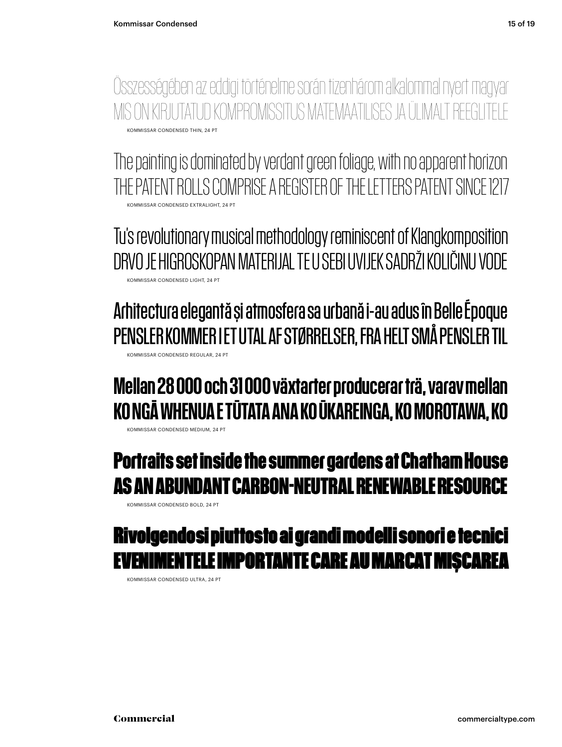Összességében az eddigi történelme során tizenhárom alkalommal nyert magyar
MIS ON KIRJUTATUD KOMPROMISSITUS MATEMAATILISES JA ÜLIMALT REEGLITELE

KOMMISSAR CONDENSED THIN, 24 PT

The painting is dominated by verdant green foliage, with no apparent horizon
THE PATENT ROLLS COMPRISE A REGISTER OF THE LETTERS PATENT SINCE 1217

KOMMISSAR CONDENSED EXTRALIGHT, 24 PT

Tu's revolutionary musical methodology reminiscent of Klangkomposition
DRVO JE HIGROSKOPAN MATERIJAL TE U SEBI UVIJEK SADRŽI KOLIČINU VODE

KOMMISSAR CONDENSED LIGHT, 24 PT

Arhitectura elegantă și atmosfera sa urbană i-au adus în Belle Époque
PENSLER KOMMER I ET UTAL AF STØRRELSER, FRA HELT SMÅ PENSLER TIL

KOMMISSAR CONDENSED REGULAR, 24 PT

**Mellan 28 000 och 31 000 växtarter producerar trä, varav mellan**
**KO NGĀ WHENUA E TŪTATA ANA KO ŪKAREINGA, KO MOROTAWA, KO**

KOMMISSAR CONDENSED MEDIUM, 24 PT

**Portraits set inside the summer gardens at Chatham House**
**AS AN ABUNDANT CARBON-NEUTRAL RENEWABLE RESOURCE**

KOMMISSAR CONDENSED BOLD, 24 PT

**Rivolgendosi piuttosto ai grandi modelli sonori e tecnici**
**EVENIMENTELE IMPORTANTE CARE AU MARCAT MIȘCAREA**

KOMMISSAR CONDENSED ULTRA, 24 PT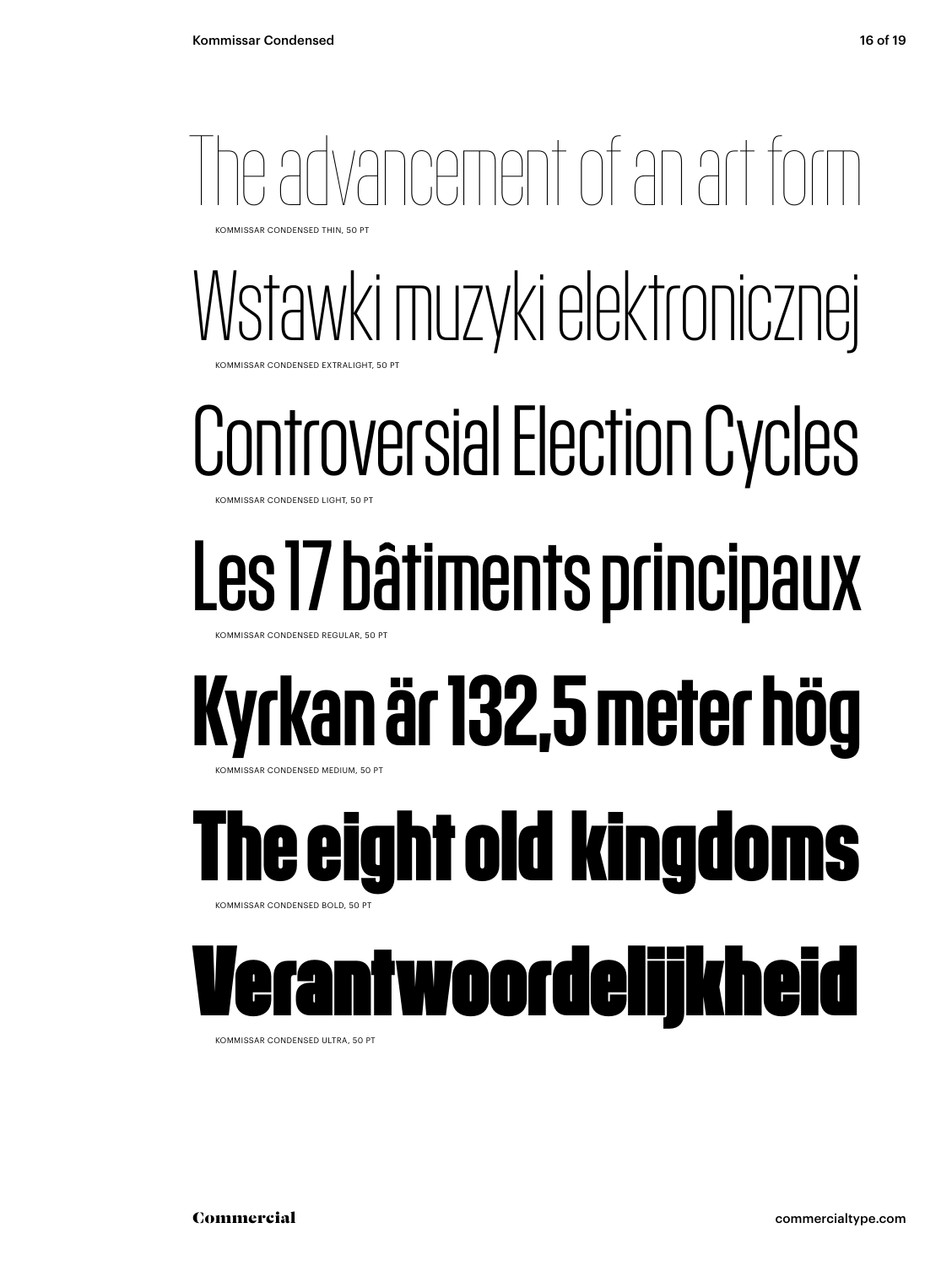The advancement of an art form

KOMMISSAR CONDENSED THIN, 50 PT

Wstawki muzyki elektronicznej

KOMMISSAR CONDENSED EXTRALIGHT, 50 PT

Controversial Election Cycles

KOMMISSAR CONDENSED LIGHT, 50 PT

Les 17 bâtiments principaux

KOMMISSAR CONDENSED REGULAR, 50 PT

Kyrkan är 132,5 meter hög

KOMMISSAR CONDENSED MEDIUM, 50 PT

The eight old kingdoms

KOMMISSAR CONDENSED BOLD, 50 PT

Verantwoordelijkheid

KOMMISSAR CONDENSED ULTRA, 50 PT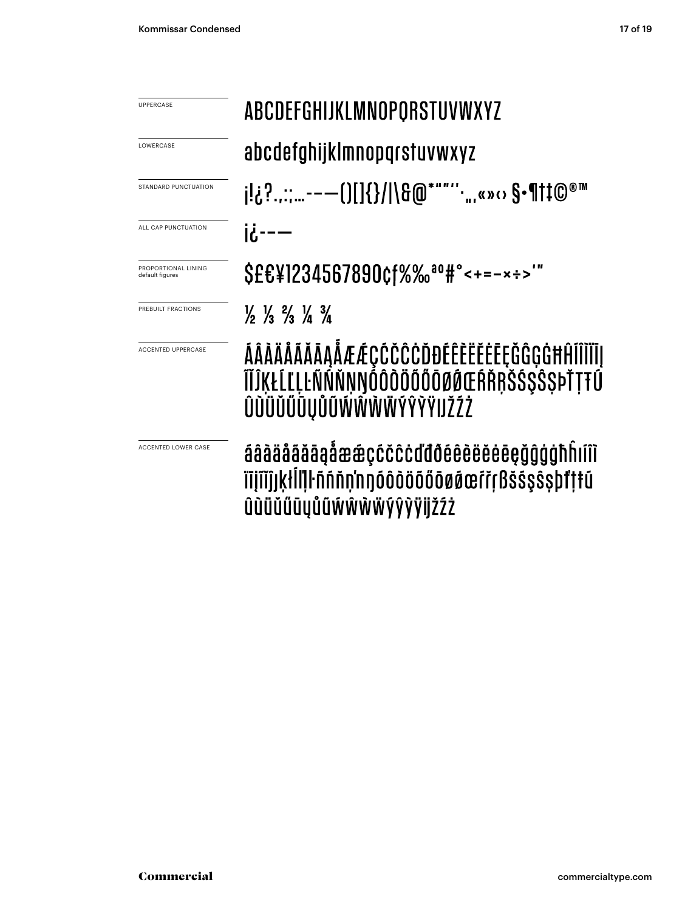UPPERCASE

ABCDEFGHIJKLMNOPQRSTUVWXYZ

LOWERCASE

abcdefghijklmnopqrstuvwxyz

STANDARD PUNCTUATION

¡!¿?.,:;…-–—()[]{}/|\&@*"""''‚„‚«»‹› §•¶†‡©®™

ALL CAP PUNCTUATION

¡¿-–—

PROPORTIONAL LINING
default figures

$£€¥1234567890¢ƒ%‰ªº#°<+=−×÷>'"

PREBUILT FRACTIONS

½ ⅓ ⅔ ¼ ¾

ACCENTED UPPERCASE

ÁÂÀÄÅÃĂĀĄǺÆǼÇĆČĈĊĎĐÉÊÈËĚĖĒĘĞĜĢĠĦĤÍÎÌÏĪĮĨĴĶŁĹĽĻĿÑŃŇŅŊÓÔÒÖÕŐŌØǾŒŔŘŖŠŚŞŜȘÞŤŢŦÚÛÙÜŬŰŪŲŮŨẂŴẀẄÝŶỲŸĲŽŹŻ

ACCENTED LOWER CASE

áâàäåãăāąǻæǽçćčĉċďđðéêèëěėēęğĝģġħĥıíîìïīįĩĵķłĺľļŀñńňņŋóôòöõőōøǿœŕřŗßšśşŝșþťţŧúûùüŭűūųůũẃŵẁẅýŷỳÿĳžźż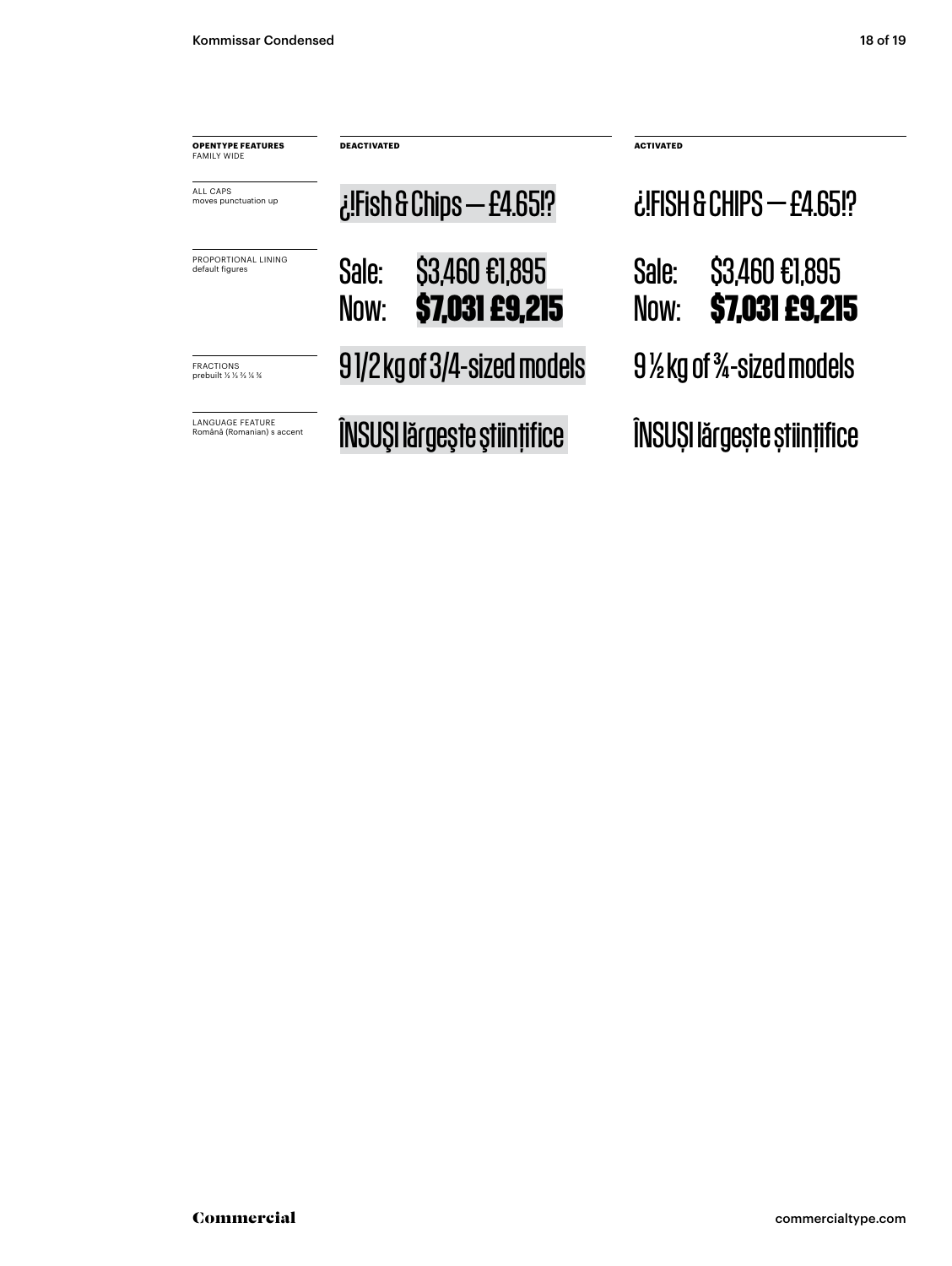| **OPENTYPE FEATURES** FAMILY WIDE | **DEACTIVATED** | **ACTIVATED** |
| --- | --- | --- |
| ALL CAPS moves punctuation up | ¿¡Fish & Chips — £4.65!? | ¿¡FISH & CHIPS — £4.65!? |
| PROPORTIONAL LINING default figures | Sale: $3,460 €1,895<br>Now: **$7,031 £9,215** | Sale: $3,460 €1,895<br>Now: **$7,031 £9,215** |
| FRACTIONS prebuilt ½ ⅓ ⅔ ¼ ¾ | 9 1/2 kg of 3/4-sized models | 9 ½ kg of ¾-sized models |
| LANGUAGE FEATURE Română (Romanian) s accent | ÎNSUŞI lărgeşte ştiinţifice | ÎNSUȘI lărgește științifice |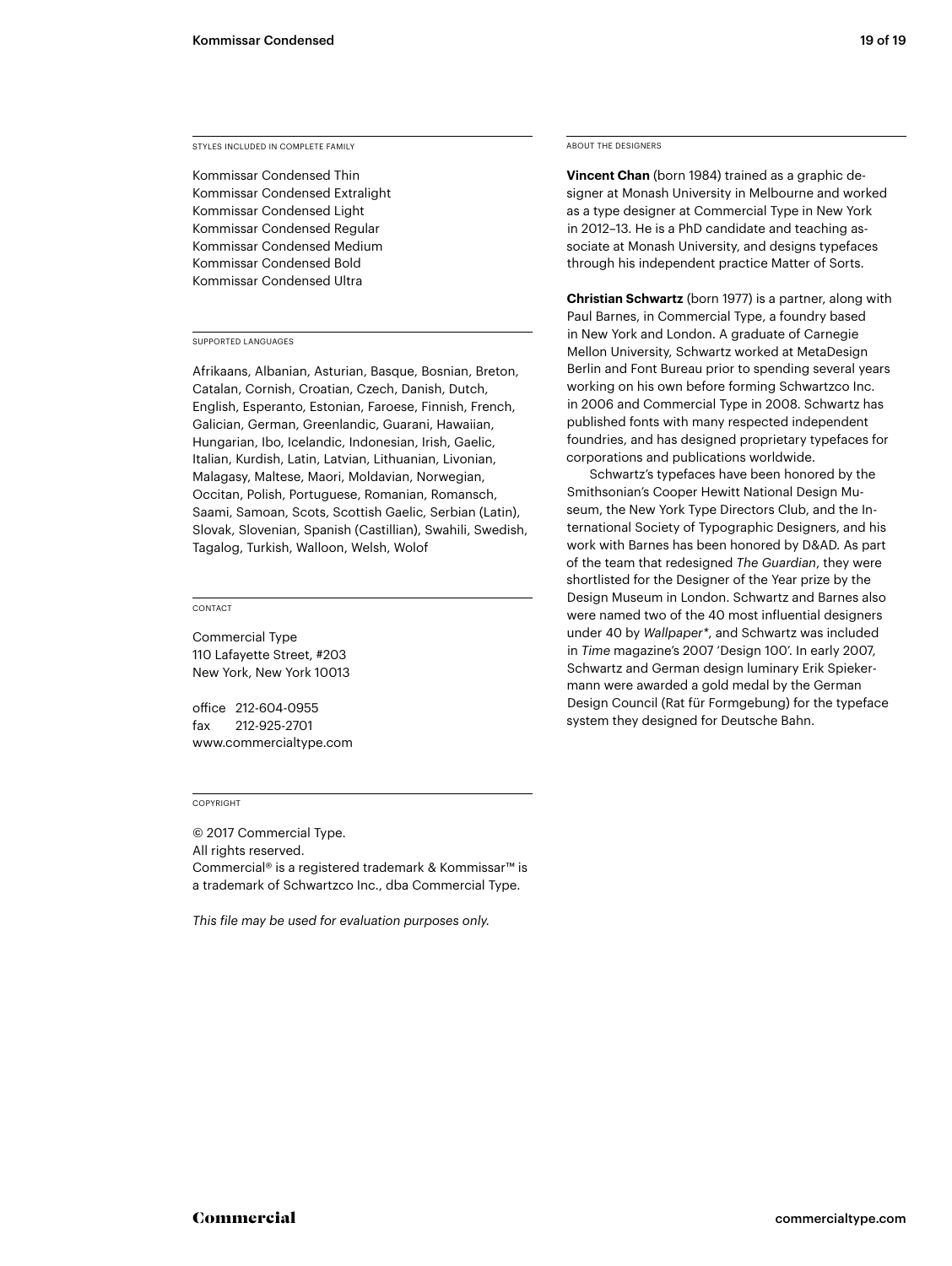## STYLES INCLUDED IN COMPLETE FAMILY

Kommissar Condensed Thin
Kommissar Condensed Extralight
Kommissar Condensed Light
Kommissar Condensed Regular
Kommissar Condensed Medium
Kommissar Condensed Bold
Kommissar Condensed Ultra

## SUPPORTED LANGUAGES

Afrikaans, Albanian, Asturian, Basque, Bosnian, Breton, Catalan, Cornish, Croatian, Czech, Danish, Dutch, English, Esperanto, Estonian, Faroese, Finnish, French, Galician, German, Greenlandic, Guarani, Hawaiian, Hungarian, Ibo, Icelandic, Indonesian, Irish, Gaelic, Italian, Kurdish, Latin, Latvian, Lithuanian, Livonian, Malagasy, Maltese, Maori, Moldavian, Norwegian, Occitan, Polish, Portuguese, Romanian, Romansch, Saami, Samoan, Scots, Scottish Gaelic, Serbian (Latin), Slovak, Slovenian, Spanish (Castillian), Swahili, Swedish, Tagalog, Turkish, Walloon, Welsh, Wolof

## CONTACT

Commercial Type
110 Lafayette Street, #203
New York, New York 10013

office 212-604-0955
fax 212-925-2701
www.commercialtype.com

## COPYRIGHT

© 2017 Commercial Type.
All rights reserved.
Commercial® is a registered trademark & Kommissar™ is a trademark of Schwartzco Inc., dba Commercial Type.

*This file may be used for evaluation purposes only.*

## ABOUT THE DESIGNERS

**Vincent Chan** (born 1984) trained as a graphic designer at Monash University in Melbourne and worked as a type designer at Commercial Type in New York in 2012–13. He is a PhD candidate and teaching associate at Monash University, and designs typefaces through his independent practice Matter of Sorts.

**Christian Schwartz** (born 1977) is a partner, along with Paul Barnes, in Commercial Type, a foundry based in New York and London. A graduate of Carnegie Mellon University, Schwartz worked at MetaDesign Berlin and Font Bureau prior to spending several years working on his own before forming Schwartzco Inc. in 2006 and Commercial Type in 2008. Schwartz has published fonts with many respected independent foundries, and has designed proprietary typefaces for corporations and publications worldwide.

Schwartz's typefaces have been honored by the Smithsonian's Cooper Hewitt National Design Museum, the New York Type Directors Club, and the International Society of Typographic Designers, and his work with Barnes has been honored by D&AD. As part of the team that redesigned *The Guardian*, they were shortlisted for the Designer of the Year prize by the Design Museum in London. Schwartz and Barnes also were named two of the 40 most influential designers under 40 by *Wallpaper**, and Schwartz was included in *Time* magazine's 2007 'Design 100'. In early 2007, Schwartz and German design luminary Erik Spiekermann were awarded a gold medal by the German Design Council (Rat für Formgebung) for the typeface system they designed for Deutsche Bahn.